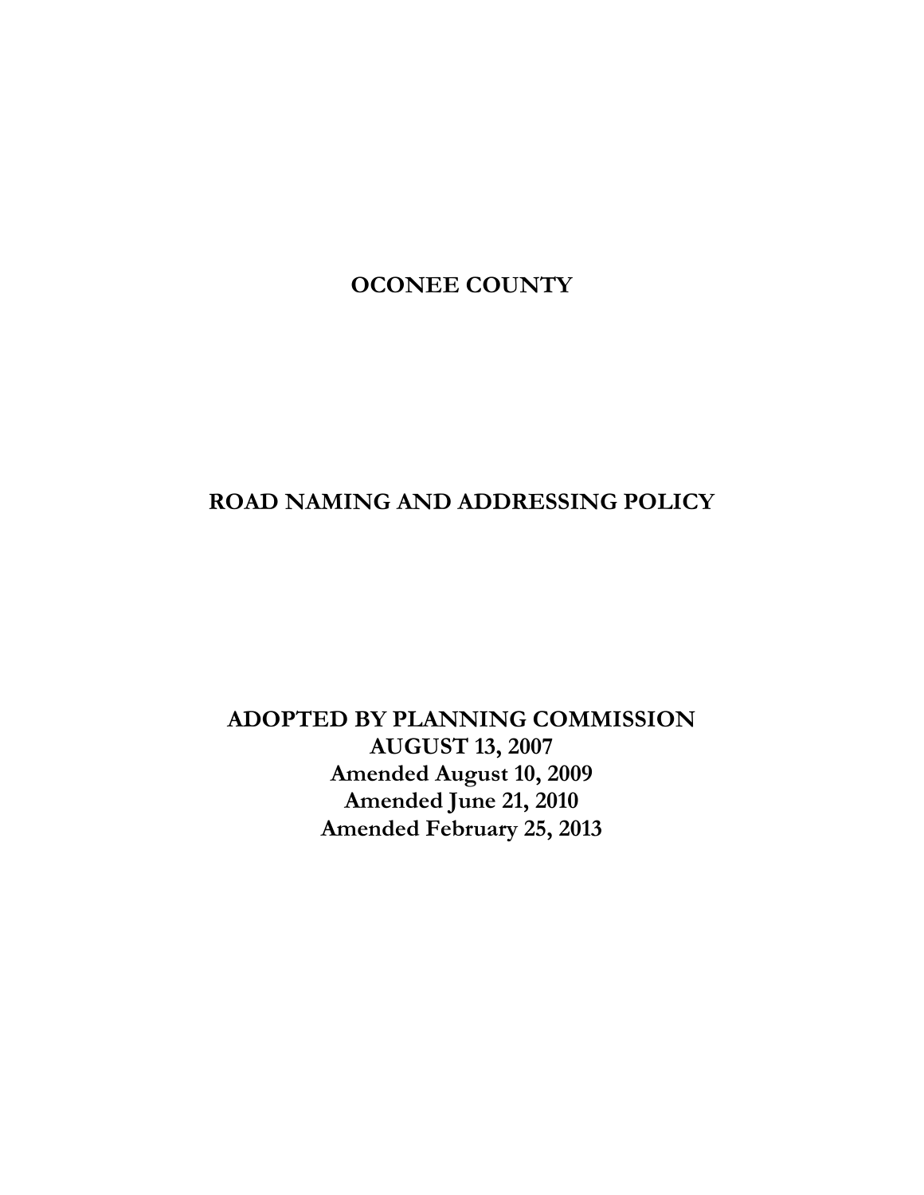# OCONEE COUNTY

# ROAD NAMING AND ADDRESSING POLICY

**ADOPTED BY PLANNING COMMISSION**
**AUGUST 13, 2007**
**Amended August 10, 2009**
**Amended June 21, 2010**
**Amended February 25, 2013**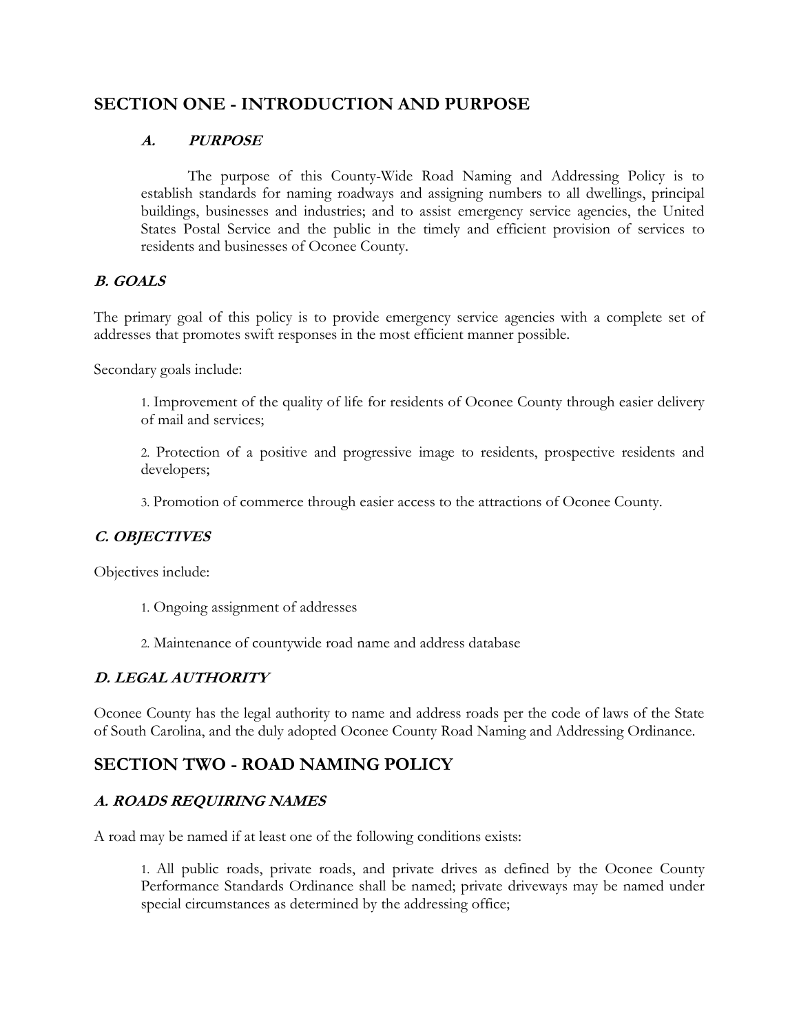## SECTION ONE - INTRODUCTION AND PURPOSE

### *A. PURPOSE*

The purpose of this County-Wide Road Naming and Addressing Policy is to establish standards for naming roadways and assigning numbers to all dwellings, principal buildings, businesses and industries; and to assist emergency service agencies, the United States Postal Service and the public in the timely and efficient provision of services to residents and businesses of Oconee County.

### *B. GOALS*

The primary goal of this policy is to provide emergency service agencies with a complete set of addresses that promotes swift responses in the most efficient manner possible.

Secondary goals include:

1. Improvement of the quality of life for residents of Oconee County through easier delivery of mail and services;

2. Protection of a positive and progressive image to residents, prospective residents and developers;

3. Promotion of commerce through easier access to the attractions of Oconee County.

### *C. OBJECTIVES*

Objectives include:

1. Ongoing assignment of addresses

2. Maintenance of countywide road name and address database

### *D. LEGAL AUTHORITY*

Oconee County has the legal authority to name and address roads per the code of laws of the State of South Carolina, and the duly adopted Oconee County Road Naming and Addressing Ordinance.

## SECTION TWO - ROAD NAMING POLICY

### *A. ROADS REQUIRING NAMES*

A road may be named if at least one of the following conditions exists:

1. All public roads, private roads, and private drives as defined by the Oconee County Performance Standards Ordinance shall be named; private driveways may be named under special circumstances as determined by the addressing office;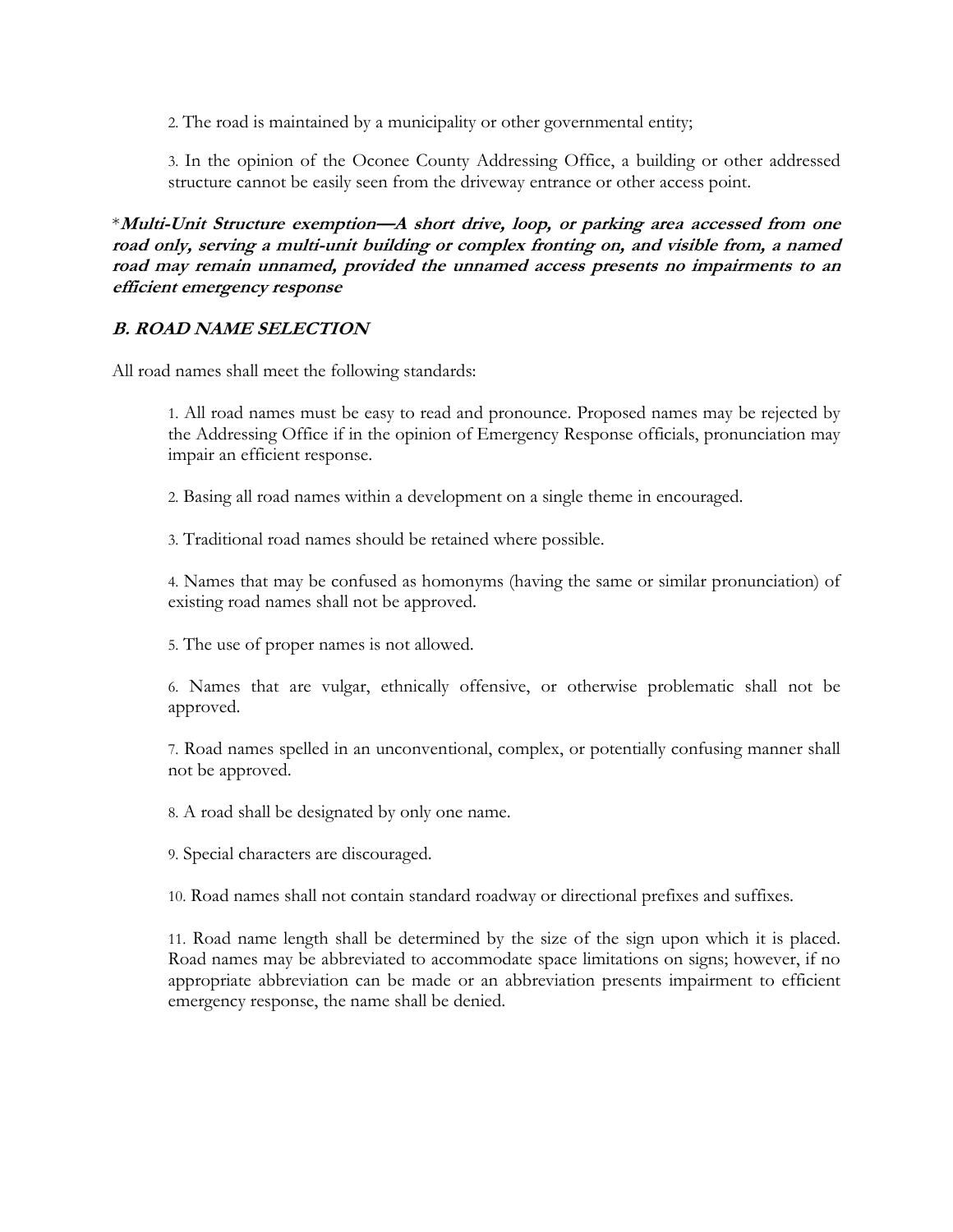2. The road is maintained by a municipality or other governmental entity;

3. In the opinion of the Oconee County Addressing Office, a building or other addressed structure cannot be easily seen from the driveway entrance or other access point.

*__*Multi-Unit Structure exemption—A short drive, loop, or parking area accessed from one road only, serving a multi-unit building or complex fronting on, and visible from, a named road may remain unnamed, provided the unnamed access presents no impairments to an efficient emergency response*__*

### ***B. ROAD NAME SELECTION***

All road names shall meet the following standards:

1. All road names must be easy to read and pronounce. Proposed names may be rejected by the Addressing Office if in the opinion of Emergency Response officials, pronunciation may impair an efficient response.

2. Basing all road names within a development on a single theme in encouraged.

3. Traditional road names should be retained where possible.

4. Names that may be confused as homonyms (having the same or similar pronunciation) of existing road names shall not be approved.

5. The use of proper names is not allowed.

6. Names that are vulgar, ethnically offensive, or otherwise problematic shall not be approved.

7. Road names spelled in an unconventional, complex, or potentially confusing manner shall not be approved.

8. A road shall be designated by only one name.

9. Special characters are discouraged.

10. Road names shall not contain standard roadway or directional prefixes and suffixes.

11. Road name length shall be determined by the size of the sign upon which it is placed. Road names may be abbreviated to accommodate space limitations on signs; however, if no appropriate abbreviation can be made or an abbreviation presents impairment to efficient emergency response, the name shall be denied.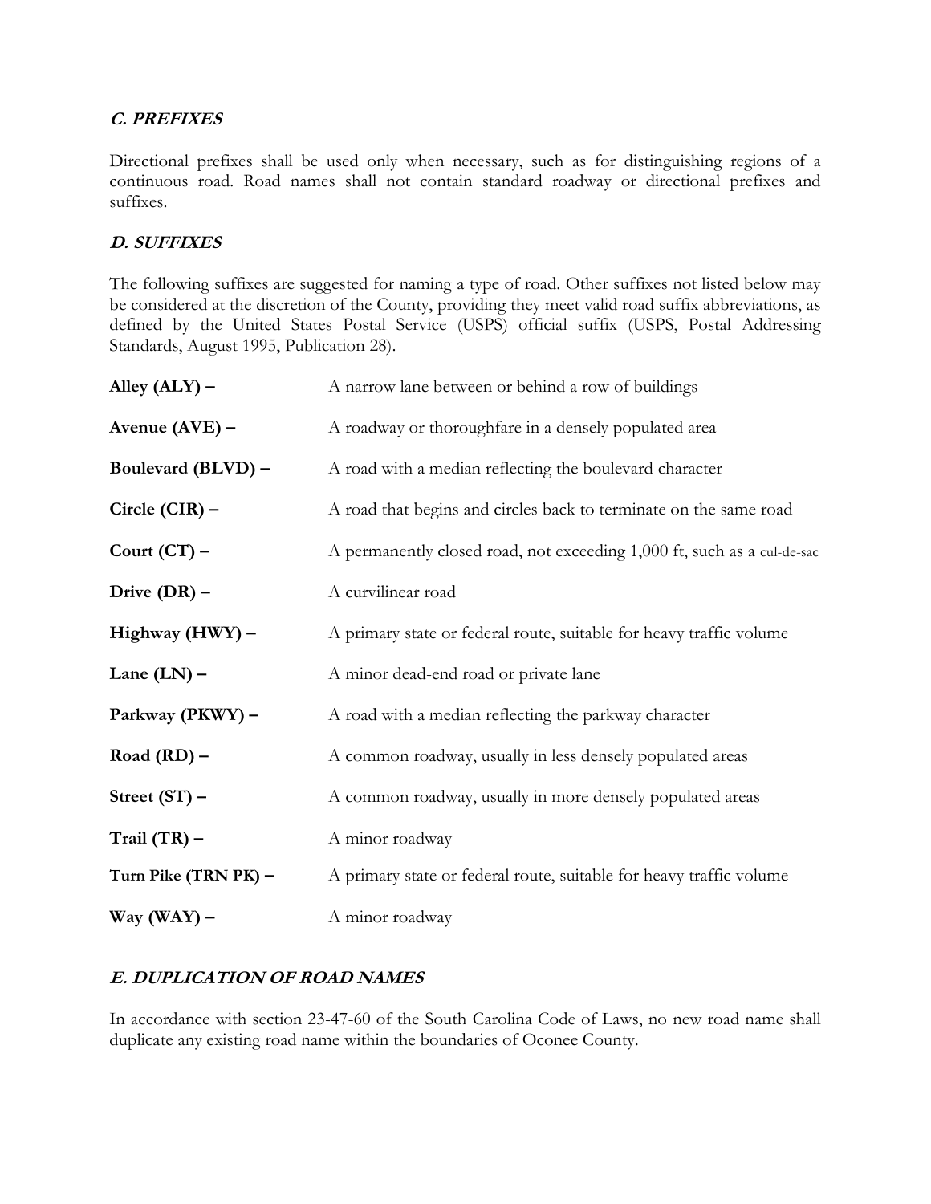### *C. PREFIXES*

Directional prefixes shall be used only when necessary, such as for distinguishing regions of a continuous road. Road names shall not contain standard roadway or directional prefixes and suffixes.

### *D. SUFFIXES*

The following suffixes are suggested for naming a type of road. Other suffixes not listed below may be considered at the discretion of the County, providing they meet valid road suffix abbreviations, as defined by the United States Postal Service (USPS) official suffix (USPS, Postal Addressing Standards, August 1995, Publication 28).

| | |
|---|---|
| **Alley (ALY) –** | A narrow lane between or behind a row of buildings |
| **Avenue (AVE) –** | A roadway or thoroughfare in a densely populated area |
| **Boulevard (BLVD) –** | A road with a median reflecting the boulevard character |
| **Circle (CIR) –** | A road that begins and circles back to terminate on the same road |
| **Court (CT) –** | A permanently closed road, not exceeding 1,000 ft, such as a cul-de-sac |
| **Drive (DR) –** | A curvilinear road |
| **Highway (HWY) –** | A primary state or federal route, suitable for heavy traffic volume |
| **Lane (LN) –** | A minor dead-end road or private lane |
| **Parkway (PKWY) –** | A road with a median reflecting the parkway character |
| **Road (RD) –** | A common roadway, usually in less densely populated areas |
| **Street (ST) –** | A common roadway, usually in more densely populated areas |
| **Trail (TR) –** | A minor roadway |
| **Turn Pike (TRN PK) –** | A primary state or federal route, suitable for heavy traffic volume |
| **Way (WAY) –** | A minor roadway |

### *E. DUPLICATION OF ROAD NAMES*

In accordance with section 23-47-60 of the South Carolina Code of Laws, no new road name shall duplicate any existing road name within the boundaries of Oconee County.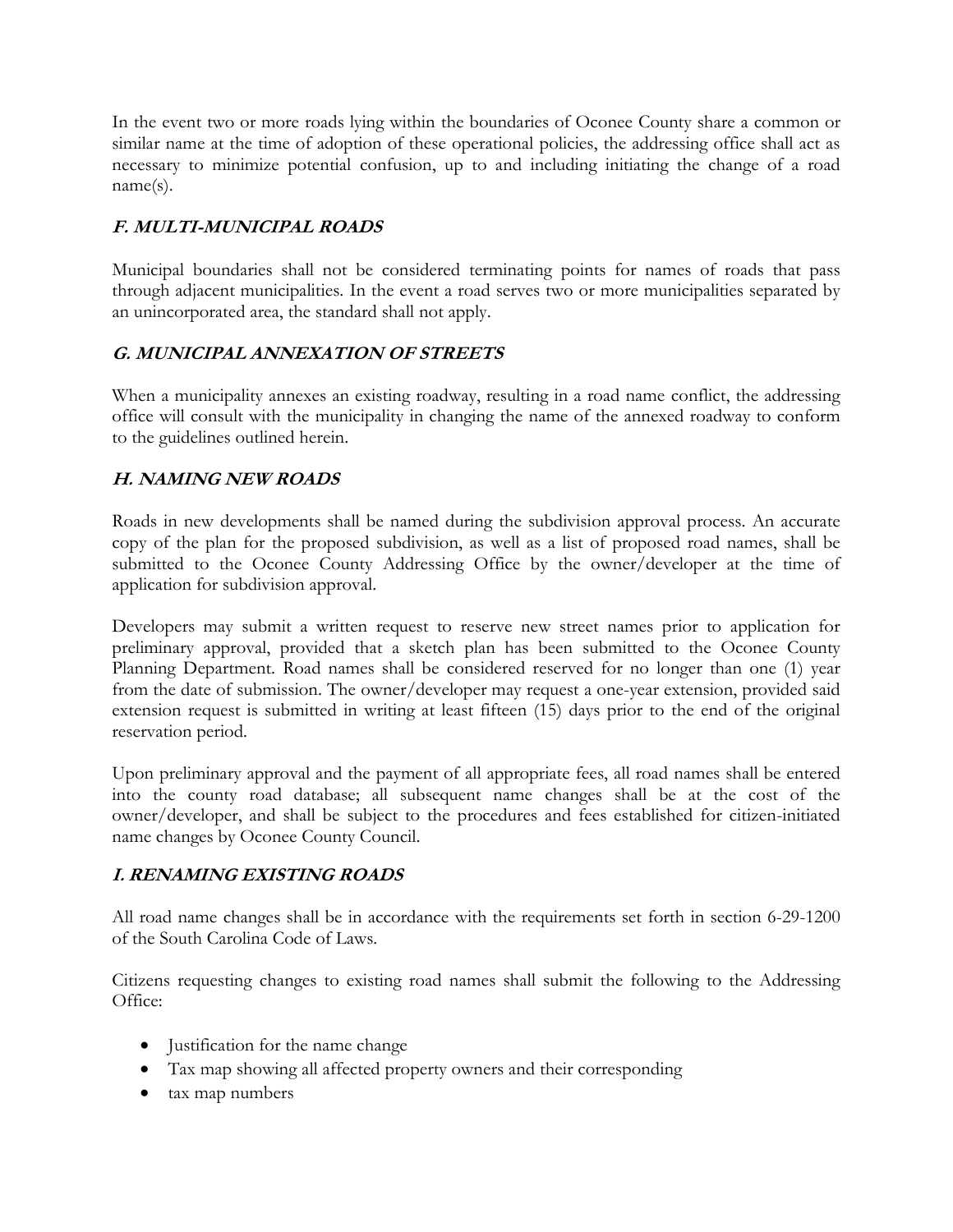In the event two or more roads lying within the boundaries of Oconee County share a common or similar name at the time of adoption of these operational policies, the addressing office shall act as necessary to minimize potential confusion, up to and including initiating the change of a road name(s).

### *F. MULTI-MUNICIPAL ROADS*

Municipal boundaries shall not be considered terminating points for names of roads that pass through adjacent municipalities. In the event a road serves two or more municipalities separated by an unincorporated area, the standard shall not apply.

### *G. MUNICIPAL ANNEXATION OF STREETS*

When a municipality annexes an existing roadway, resulting in a road name conflict, the addressing office will consult with the municipality in changing the name of the annexed roadway to conform to the guidelines outlined herein.

### *H. NAMING NEW ROADS*

Roads in new developments shall be named during the subdivision approval process. An accurate copy of the plan for the proposed subdivision, as well as a list of proposed road names, shall be submitted to the Oconee County Addressing Office by the owner/developer at the time of application for subdivision approval.

Developers may submit a written request to reserve new street names prior to application for preliminary approval, provided that a sketch plan has been submitted to the Oconee County Planning Department. Road names shall be considered reserved for no longer than one (1) year from the date of submission. The owner/developer may request a one-year extension, provided said extension request is submitted in writing at least fifteen (15) days prior to the end of the original reservation period.

Upon preliminary approval and the payment of all appropriate fees, all road names shall be entered into the county road database; all subsequent name changes shall be at the cost of the owner/developer, and shall be subject to the procedures and fees established for citizen-initiated name changes by Oconee County Council.

### *I. RENAMING EXISTING ROADS*

All road name changes shall be in accordance with the requirements set forth in section 6-29-1200 of the South Carolina Code of Laws.

Citizens requesting changes to existing road names shall submit the following to the Addressing Office:

- Justification for the name change
- Tax map showing all affected property owners and their corresponding
- tax map numbers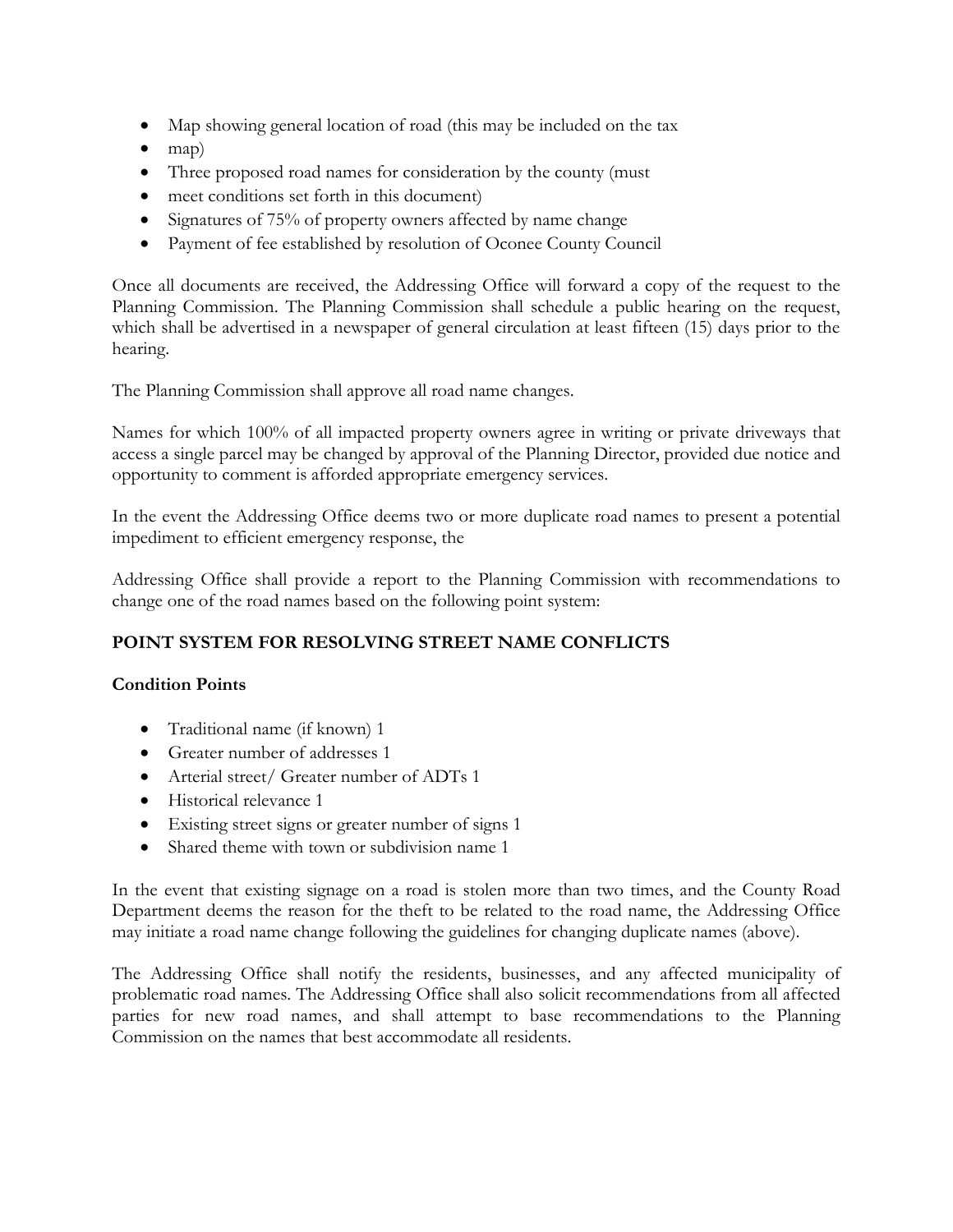- Map showing general location of road (this may be included on the tax
- map)
- Three proposed road names for consideration by the county (must
- meet conditions set forth in this document)
- Signatures of 75% of property owners affected by name change
- Payment of fee established by resolution of Oconee County Council

Once all documents are received, the Addressing Office will forward a copy of the request to the Planning Commission. The Planning Commission shall schedule a public hearing on the request, which shall be advertised in a newspaper of general circulation at least fifteen (15) days prior to the hearing.

The Planning Commission shall approve all road name changes.

Names for which 100% of all impacted property owners agree in writing or private driveways that access a single parcel may be changed by approval of the Planning Director, provided due notice and opportunity to comment is afforded appropriate emergency services.

In the event the Addressing Office deems two or more duplicate road names to present a potential impediment to efficient emergency response, the

Addressing Office shall provide a report to the Planning Commission with recommendations to change one of the road names based on the following point system:

**POINT SYSTEM FOR RESOLVING STREET NAME CONFLICTS**

**Condition Points**

- Traditional name (if known) 1
- Greater number of addresses 1
- Arterial street/ Greater number of ADTs 1
- Historical relevance 1
- Existing street signs or greater number of signs 1
- Shared theme with town or subdivision name 1

In the event that existing signage on a road is stolen more than two times, and the County Road Department deems the reason for the theft to be related to the road name, the Addressing Office may initiate a road name change following the guidelines for changing duplicate names (above).

The Addressing Office shall notify the residents, businesses, and any affected municipality of problematic road names. The Addressing Office shall also solicit recommendations from all affected parties for new road names, and shall attempt to base recommendations to the Planning Commission on the names that best accommodate all residents.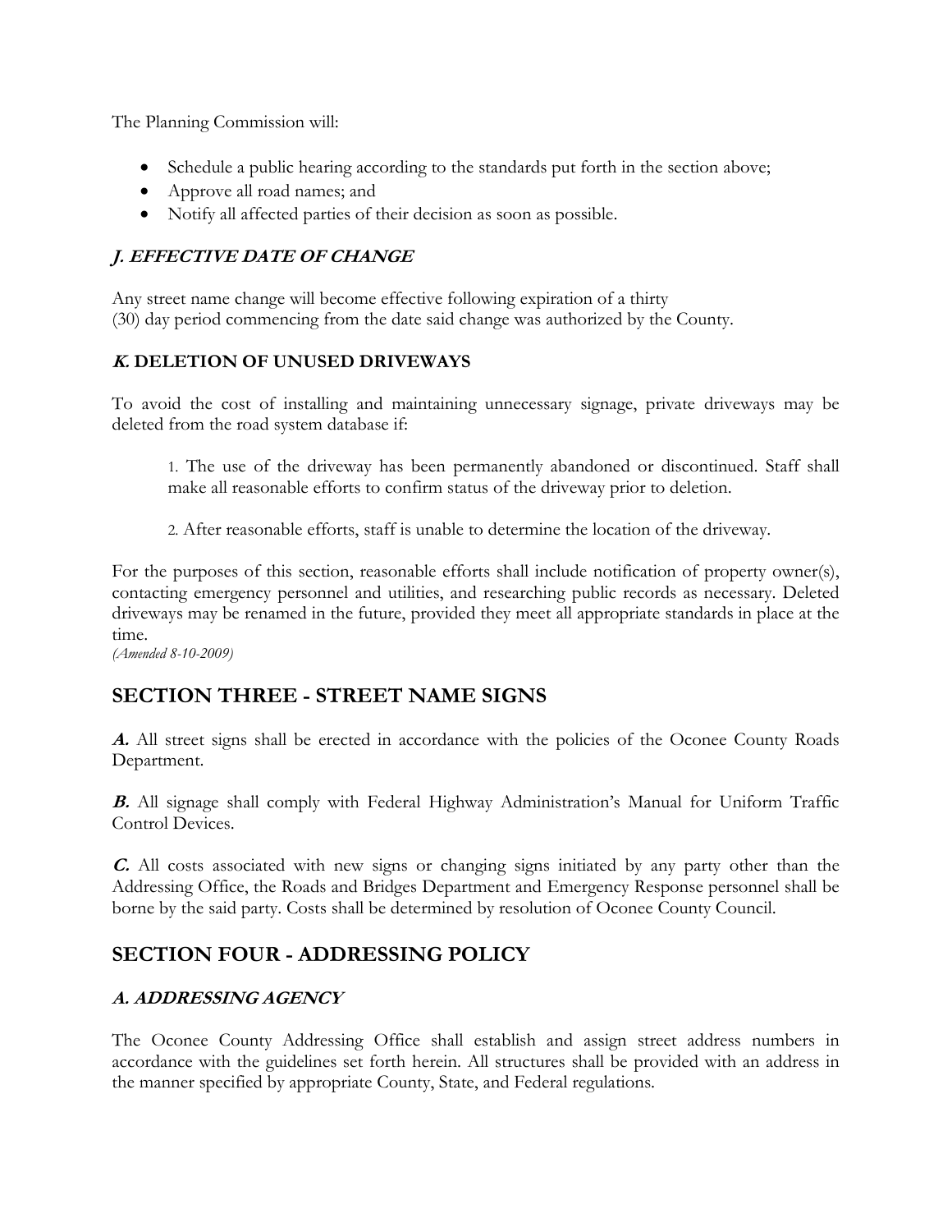The Planning Commission will:

- Schedule a public hearing according to the standards put forth in the section above;
- Approve all road names; and
- Notify all affected parties of their decision as soon as possible.

### *J. EFFECTIVE DATE OF CHANGE*

Any street name change will become effective following expiration of a thirty (30) day period commencing from the date said change was authorized by the County.

### *K.* DELETION OF UNUSED DRIVEWAYS

To avoid the cost of installing and maintaining unnecessary signage, private driveways may be deleted from the road system database if:

> 1. The use of the driveway has been permanently abandoned or discontinued. Staff shall make all reasonable efforts to confirm status of the driveway prior to deletion.
>
> 2. After reasonable efforts, staff is unable to determine the location of the driveway.

For the purposes of this section, reasonable efforts shall include notification of property owner(s), contacting emergency personnel and utilities, and researching public records as necessary. Deleted driveways may be renamed in the future, provided they meet all appropriate standards in place at the time.
*(Amended 8-10-2009)*

## SECTION THREE - STREET NAME SIGNS

***A.*** All street signs shall be erected in accordance with the policies of the Oconee County Roads Department.

***B.*** All signage shall comply with Federal Highway Administration's Manual for Uniform Traffic Control Devices.

***C.*** All costs associated with new signs or changing signs initiated by any party other than the Addressing Office, the Roads and Bridges Department and Emergency Response personnel shall be borne by the said party. Costs shall be determined by resolution of Oconee County Council.

## SECTION FOUR - ADDRESSING POLICY

### *A. ADDRESSING AGENCY*

The Oconee County Addressing Office shall establish and assign street address numbers in accordance with the guidelines set forth herein. All structures shall be provided with an address in the manner specified by appropriate County, State, and Federal regulations.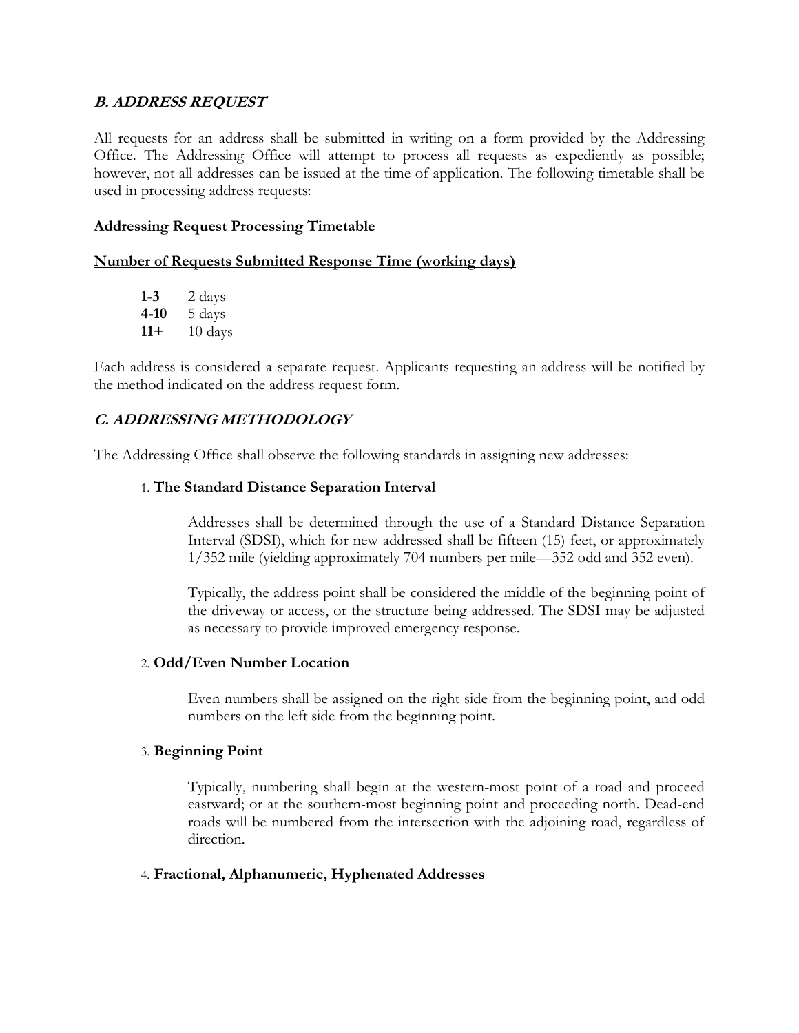## *B. ADDRESS REQUEST*

All requests for an address shall be submitted in writing on a form provided by the Addressing Office. The Addressing Office will attempt to process all requests as expediently as possible; however, not all addresses can be issued at the time of application. The following timetable shall be used in processing address requests:

**Addressing Request Processing Timetable**

| Number of Requests Submitted | Response Time (working days) |
|---|---|
| **1-3** | 2 days |
| **4-10** | 5 days |
| **11+** | 10 days |

Each address is considered a separate request. Applicants requesting an address will be notified by the method indicated on the address request form.

## *C. ADDRESSING METHODOLOGY*

The Addressing Office shall observe the following standards in assigning new addresses:

1. **The Standard Distance Separation Interval**

   Addresses shall be determined through the use of a Standard Distance Separation Interval (SDSI), which for new addressed shall be fifteen (15) feet, or approximately 1/352 mile (yielding approximately 704 numbers per mile—352 odd and 352 even).

   Typically, the address point shall be considered the middle of the beginning point of the driveway or access, or the structure being addressed. The SDSI may be adjusted as necessary to provide improved emergency response.

2. **Odd/Even Number Location**

   Even numbers shall be assigned on the right side from the beginning point, and odd numbers on the left side from the beginning point.

3. **Beginning Point**

   Typically, numbering shall begin at the western-most point of a road and proceed eastward; or at the southern-most beginning point and proceeding north. Dead-end roads will be numbered from the intersection with the adjoining road, regardless of direction.

4. **Fractional, Alphanumeric, Hyphenated Addresses**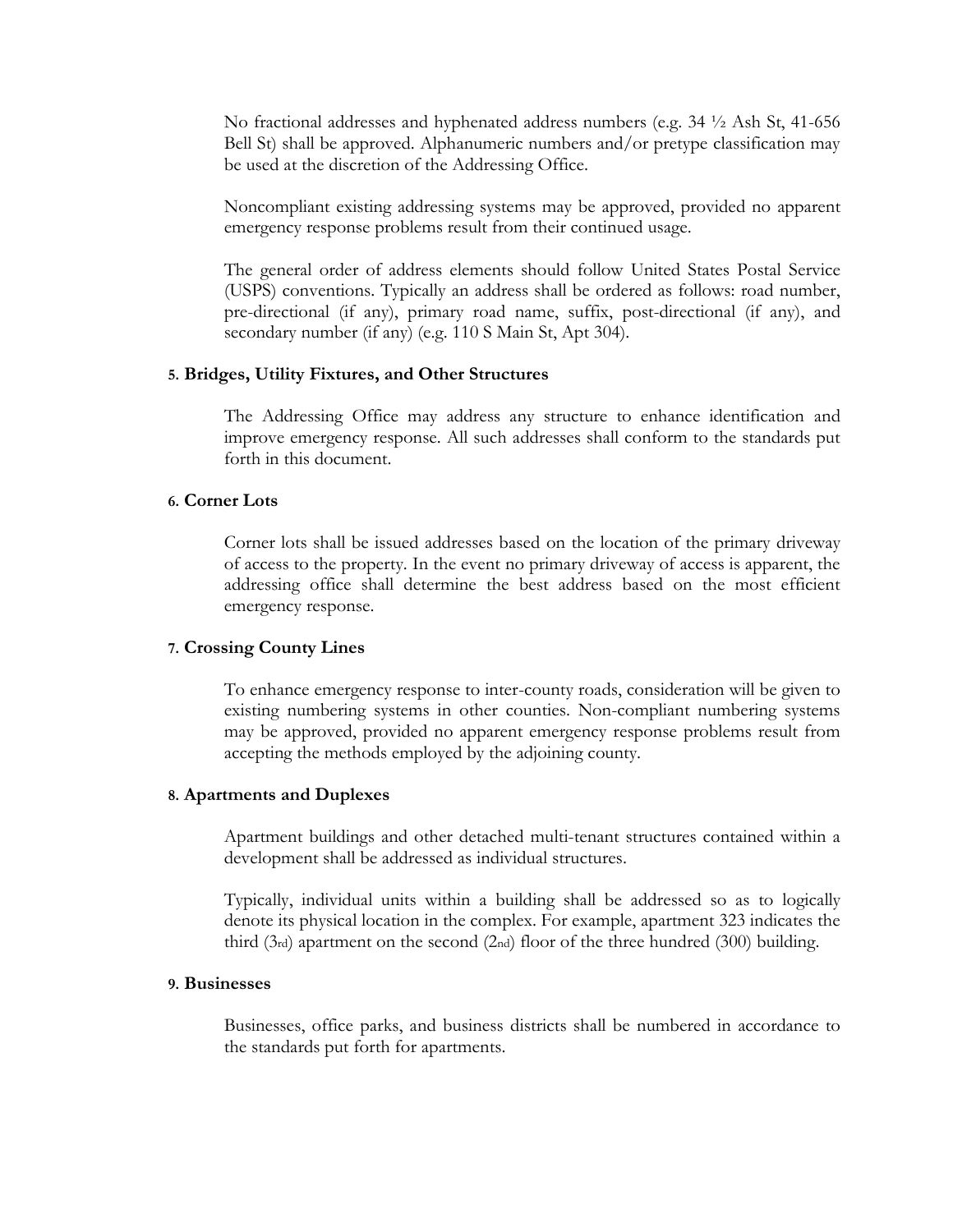No fractional addresses and hyphenated address numbers (e.g. 34 ½ Ash St, 41-656 Bell St) shall be approved. Alphanumeric numbers and/or pretype classification may be used at the discretion of the Addressing Office.

Noncompliant existing addressing systems may be approved, provided no apparent emergency response problems result from their continued usage.

The general order of address elements should follow United States Postal Service (USPS) conventions. Typically an address shall be ordered as follows: road number, pre-directional (if any), primary road name, suffix, post-directional (if any), and secondary number (if any) (e.g. 110 S Main St, Apt 304).

### 5. Bridges, Utility Fixtures, and Other Structures

The Addressing Office may address any structure to enhance identification and improve emergency response. All such addresses shall conform to the standards put forth in this document.

### 6. Corner Lots

Corner lots shall be issued addresses based on the location of the primary driveway of access to the property. In the event no primary driveway of access is apparent, the addressing office shall determine the best address based on the most efficient emergency response.

### 7. Crossing County Lines

To enhance emergency response to inter-county roads, consideration will be given to existing numbering systems in other counties. Non-compliant numbering systems may be approved, provided no apparent emergency response problems result from accepting the methods employed by the adjoining county.

### 8. Apartments and Duplexes

Apartment buildings and other detached multi-tenant structures contained within a development shall be addressed as individual structures.

Typically, individual units within a building shall be addressed so as to logically denote its physical location in the complex. For example, apartment 323 indicates the third (3rd) apartment on the second (2nd) floor of the three hundred (300) building.

### 9. Businesses

Businesses, office parks, and business districts shall be numbered in accordance to the standards put forth for apartments.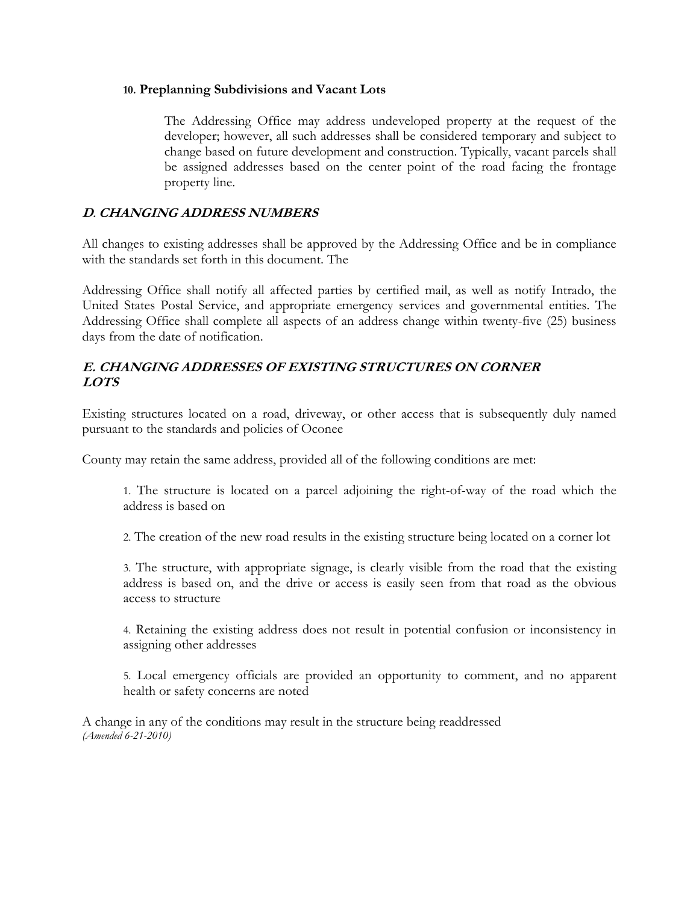**10. Preplanning Subdivisions and Vacant Lots**

The Addressing Office may address undeveloped property at the request of the developer; however, all such addresses shall be considered temporary and subject to change based on future development and construction. Typically, vacant parcels shall be assigned addresses based on the center point of the road facing the frontage property line.

### *D. CHANGING ADDRESS NUMBERS*

All changes to existing addresses shall be approved by the Addressing Office and be in compliance with the standards set forth in this document. The

Addressing Office shall notify all affected parties by certified mail, as well as notify Intrado, the United States Postal Service, and appropriate emergency services and governmental entities. The Addressing Office shall complete all aspects of an address change within twenty-five (25) business days from the date of notification.

### *E. CHANGING ADDRESSES OF EXISTING STRUCTURES ON CORNER LOTS*

Existing structures located on a road, driveway, or other access that is subsequently duly named pursuant to the standards and policies of Oconee

County may retain the same address, provided all of the following conditions are met:

1. The structure is located on a parcel adjoining the right-of-way of the road which the address is based on

2. The creation of the new road results in the existing structure being located on a corner lot

3. The structure, with appropriate signage, is clearly visible from the road that the existing address is based on, and the drive or access is easily seen from that road as the obvious access to structure

4. Retaining the existing address does not result in potential confusion or inconsistency in assigning other addresses

5. Local emergency officials are provided an opportunity to comment, and no apparent health or safety concerns are noted

A change in any of the conditions may result in the structure being readdressed
*(Amended 6-21-2010)*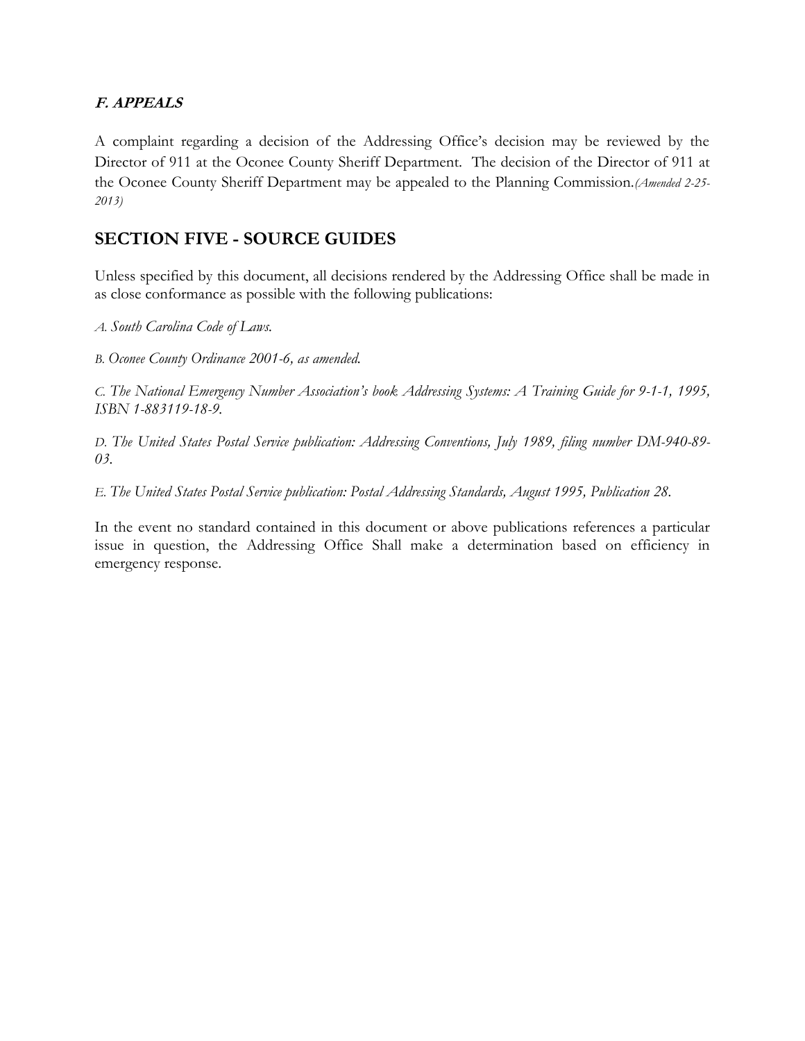### *F. APPEALS*

A complaint regarding a decision of the Addressing Office's decision may be reviewed by the Director of 911 at the Oconee County Sheriff Department. The decision of the Director of 911 at the Oconee County Sheriff Department may be appealed to the Planning Commission.*(Amended 2-25-2013)*

## SECTION FIVE - SOURCE GUIDES

Unless specified by this document, all decisions rendered by the Addressing Office shall be made in as close conformance as possible with the following publications:

*A. South Carolina Code of Laws.*

*B. Oconee County Ordinance 2001-6, as amended.*

*C. The National Emergency Number Association's book Addressing Systems: A Training Guide for 9-1-1, 1995, ISBN 1-883119-18-9.*

*D. The United States Postal Service publication: Addressing Conventions, July 1989, filing number DM-940-89-03.*

*E. The United States Postal Service publication: Postal Addressing Standards, August 1995, Publication 28.*

In the event no standard contained in this document or above publications references a particular issue in question, the Addressing Office Shall make a determination based on efficiency in emergency response.